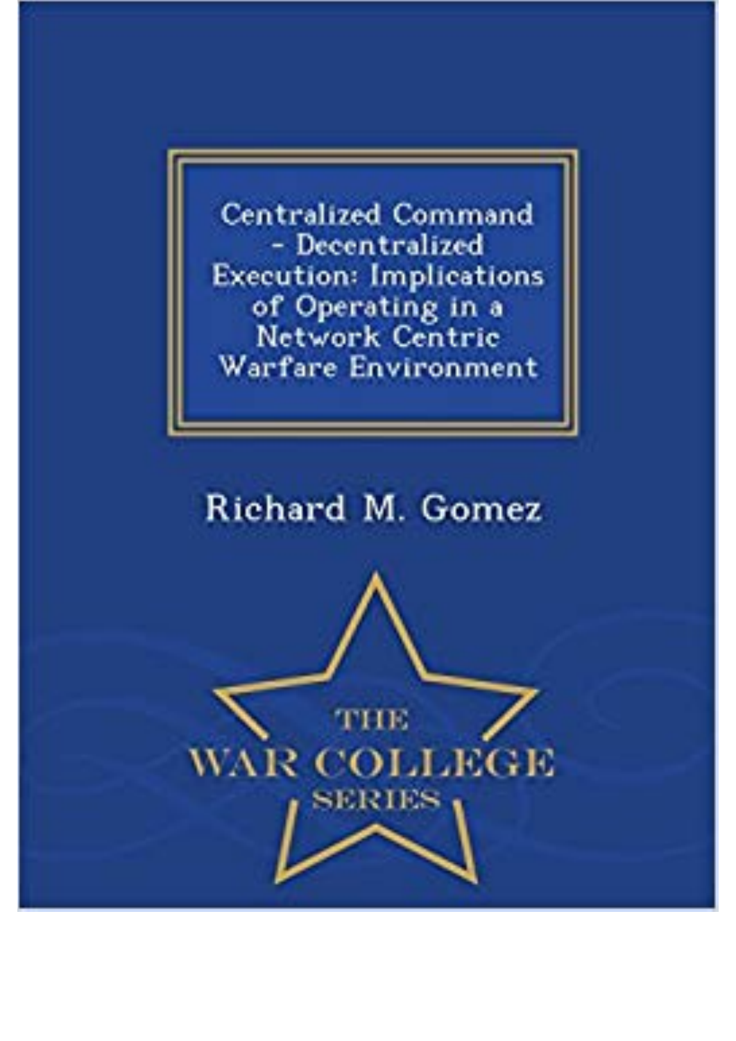# Centralized Command - Decentralized Execution: Implications of Operating in a Network Centric Warfare Environment

Richard M. Gomez

THE WAR COLLEGE SERIES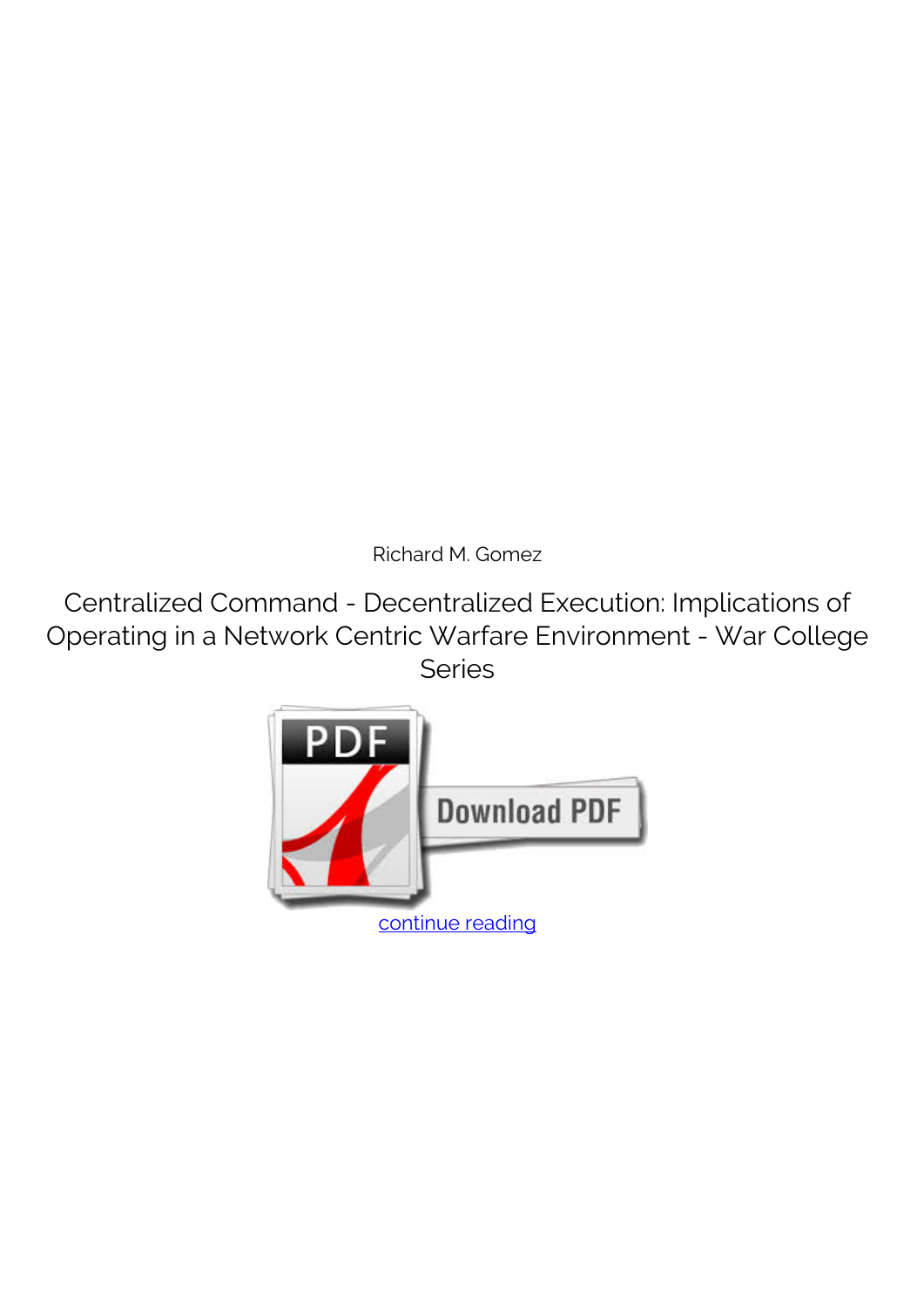Richard M. Gomez

Centralized Command - Decentralized Execution: Implications of Operating in a Network Centric Warfare Environment - War College Series

continue reading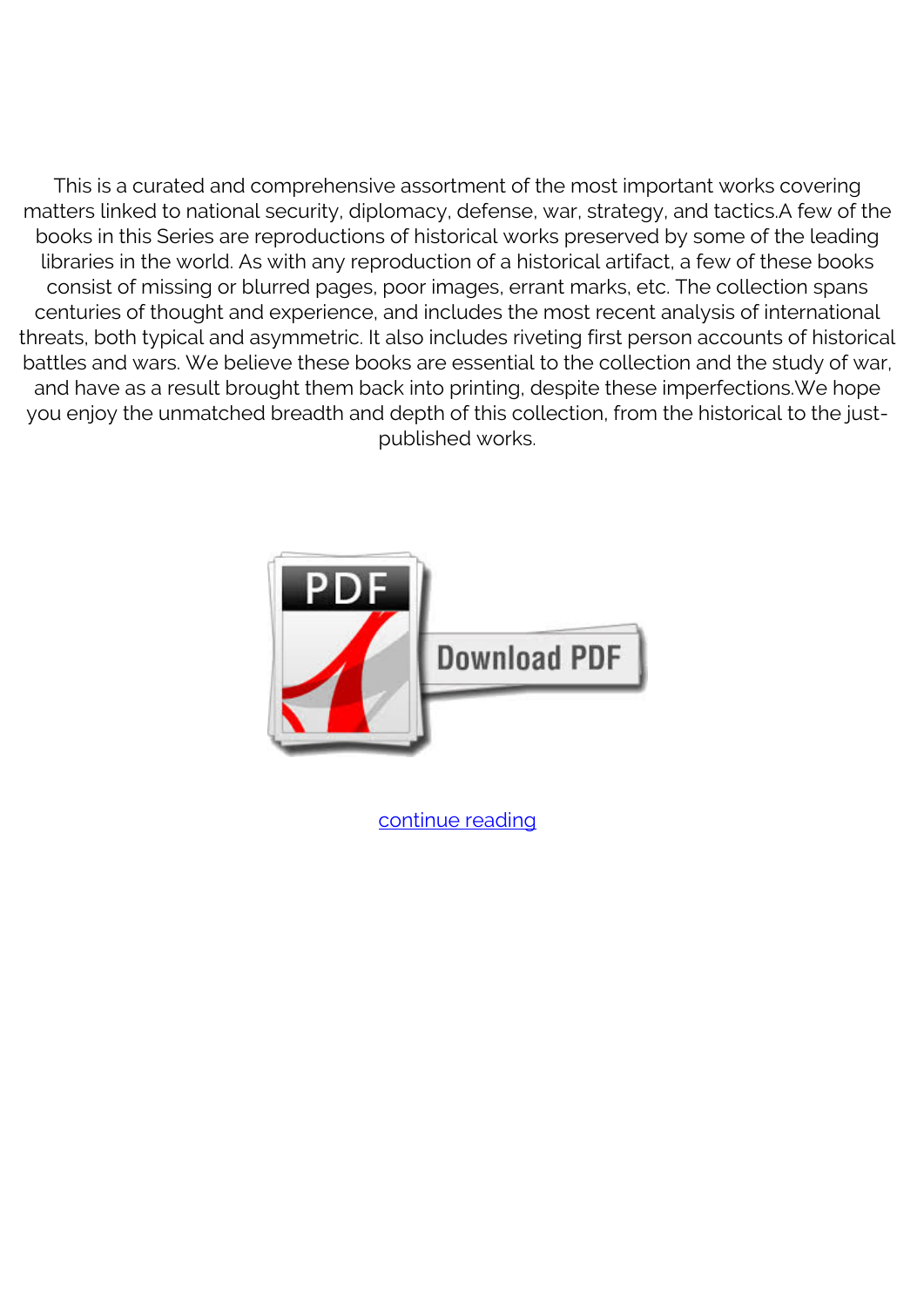This is a curated and comprehensive assortment of the most important works covering matters linked to national security, diplomacy, defense, war, strategy, and tactics.A few of the books in this Series are reproductions of historical works preserved by some of the leading libraries in the world. As with any reproduction of a historical artifact, a few of these books consist of missing or blurred pages, poor images, errant marks, etc. The collection spans centuries of thought and experience, and includes the most recent analysis of international threats, both typical and asymmetric. It also includes riveting first person accounts of historical battles and wars. We believe these books are essential to the collection and the study of war, and have as a result brought them back into printing, despite these imperfections.We hope you enjoy the unmatched breadth and depth of this collection, from the historical to the just-published works.

continue reading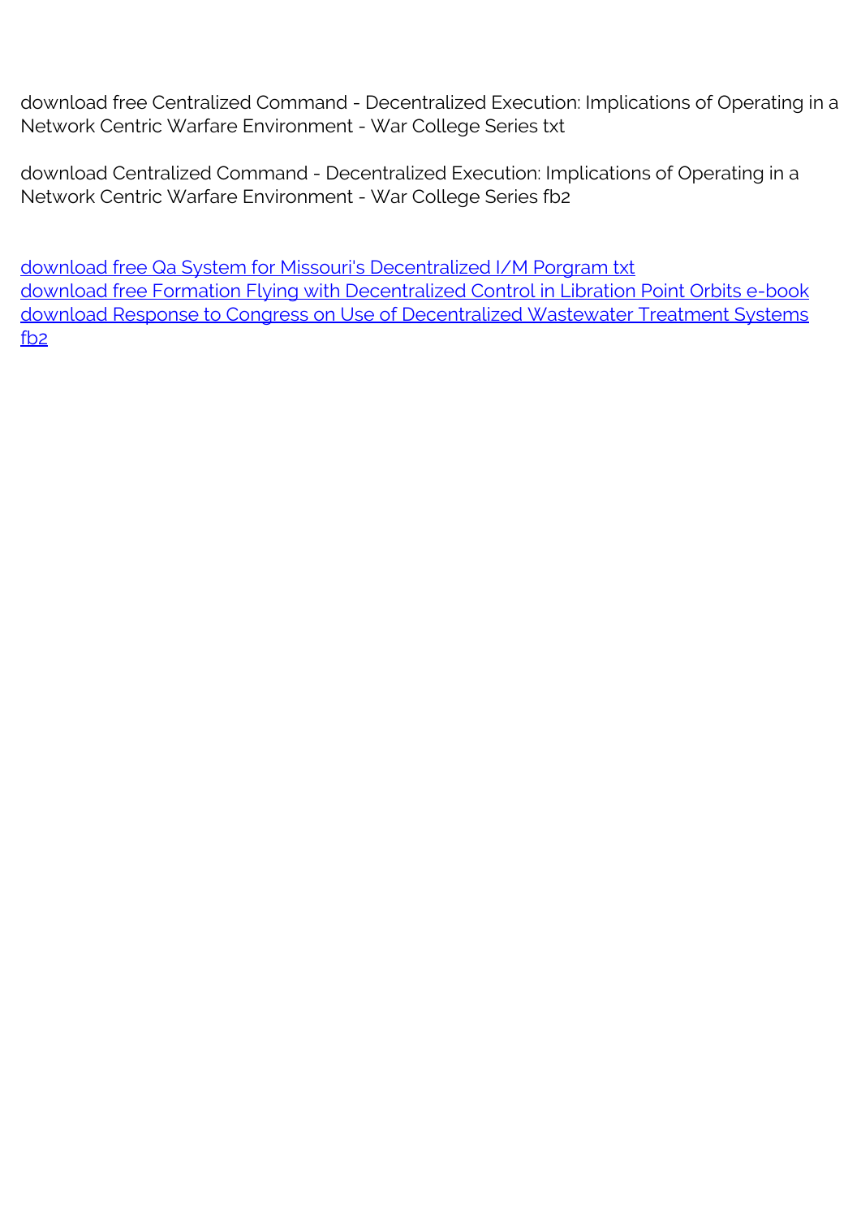download free Centralized Command - Decentralized Execution: Implications of Operating in a Network Centric Warfare Environment - War College Series txt

download Centralized Command - Decentralized Execution: Implications of Operating in a Network Centric Warfare Environment - War College Series fb2

download free Qa System for Missouri's Decentralized I/M Porgram txt
download free Formation Flying with Decentralized Control in Libration Point Orbits e-book
download Response to Congress on Use of Decentralized Wastewater Treatment Systems fb2